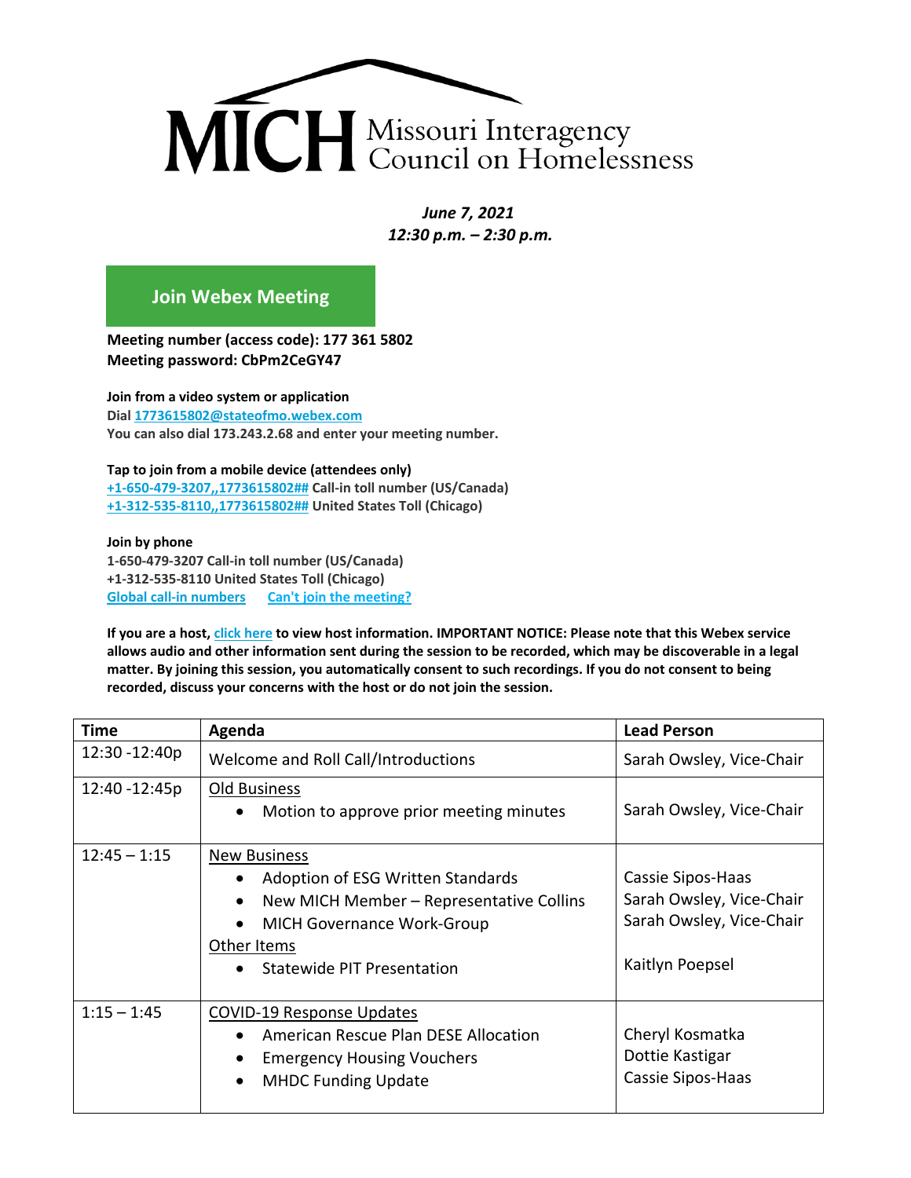# MICH Missouri Interagency Council on Homelessness

*June 7, 2021*
*12:30 p.m. – 2:30 p.m.*

**Join Webex Meeting**

**Meeting number (access code): 177 361 5802**
**Meeting password: CbPm2CeGY47**

**Join from a video system or application**
**Dial 1773615802@stateofmo.webex.com**
**You can also dial 173.243.2.68 and enter your meeting number.**

**Tap to join from a mobile device (attendees only)**
**+1-650-479-3207,,1773615802## Call-in toll number (US/Canada)**
**+1-312-535-8110,,1773615802## United States Toll (Chicago)**

**Join by phone**
**1-650-479-3207 Call-in toll number (US/Canada)**
**+1-312-535-8110 United States Toll (Chicago)**
**Global call-in numbers Can't join the meeting?**

**If you are a host, click here to view host information. IMPORTANT NOTICE: Please note that this Webex service allows audio and other information sent during the session to be recorded, which may be discoverable in a legal matter. By joining this session, you automatically consent to such recordings. If you do not consent to being recorded, discuss your concerns with the host or do not join the session.**

| Time | Agenda | Lead Person |
|---|---|---|
| 12:30 -12:40p | Welcome and Roll Call/Introductions | Sarah Owsley, Vice-Chair |
| 12:40 -12:45p | Old Business<br>• Motion to approve prior meeting minutes | Sarah Owsley, Vice-Chair |
| 12:45 – 1:15 | New Business<br>• Adoption of ESG Written Standards<br>• New MICH Member – Representative Collins<br>• MICH Governance Work-Group<br>Other Items<br>• Statewide PIT Presentation | Cassie Sipos-Haas<br>Sarah Owsley, Vice-Chair<br>Sarah Owsley, Vice-Chair<br><br>Kaitlyn Poepsel |
| 1:15 – 1:45 | COVID-19 Response Updates<br>• American Rescue Plan DESE Allocation<br>• Emergency Housing Vouchers<br>• MHDC Funding Update | Cheryl Kosmatka<br>Dottie Kastigar<br>Cassie Sipos-Haas |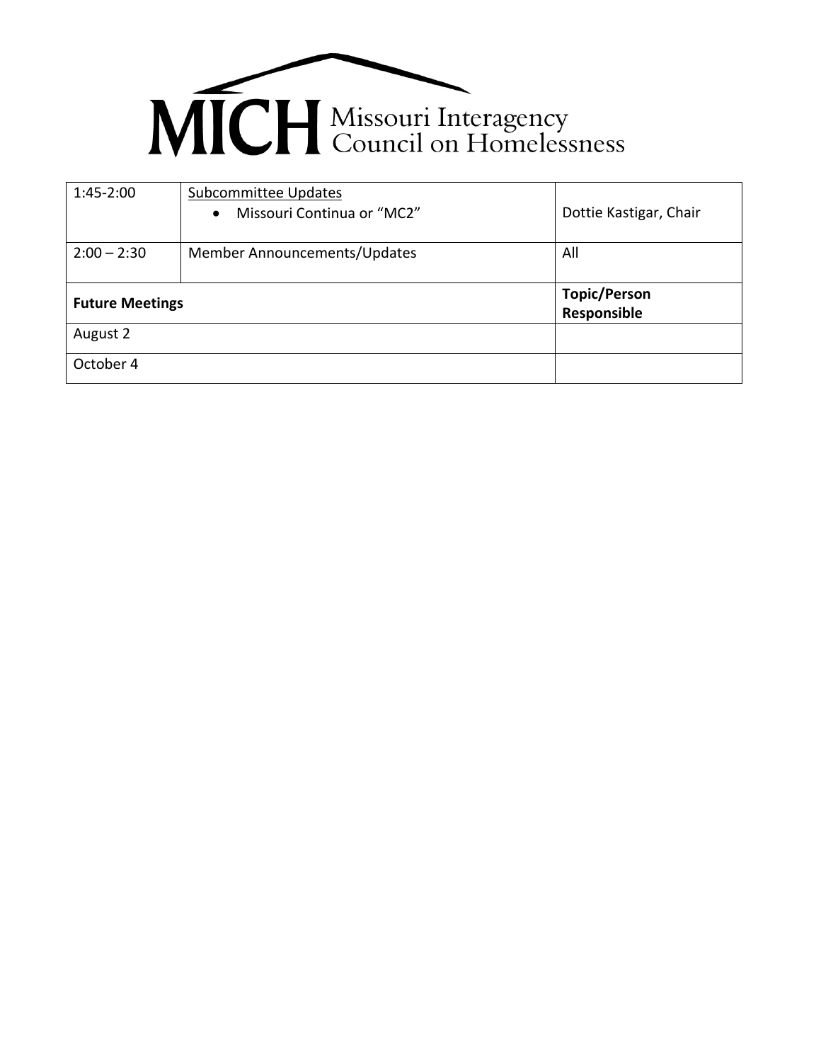MICH Missouri Interagency Council on Homelessness

| | | |
|---|---|---|
| 1:45-2:00 | Subcommittee Updates<br>• Missouri Continua or "MC2" | Dottie Kastigar, Chair |
| 2:00 – 2:30 | Member Announcements/Updates | All |
| **Future Meetings** | | **Topic/Person Responsible** |
| August 2 | | |
| October 4 | | |